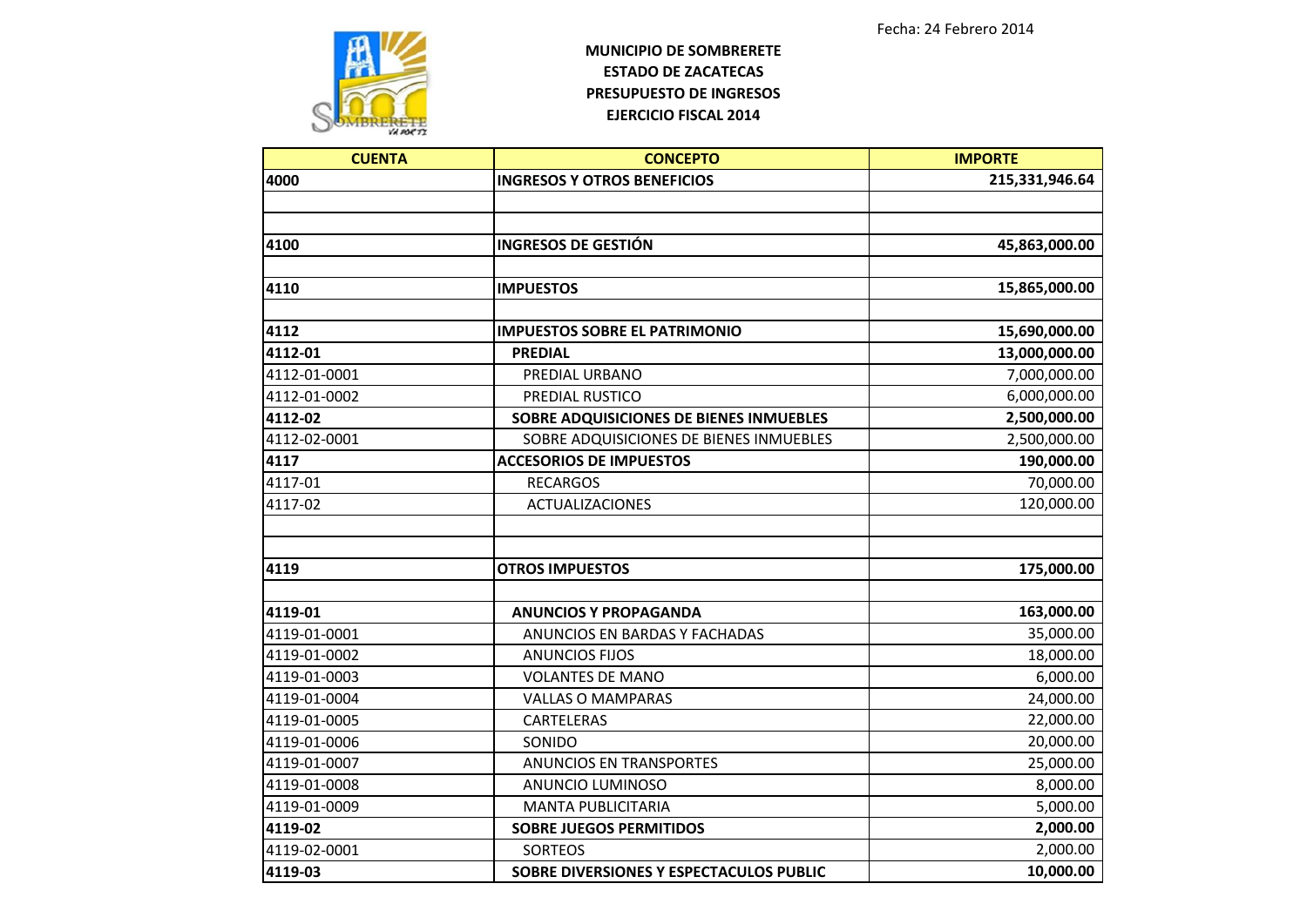Fecha: 24 Febrero 2014

**MUNICIPIO DE SOMBRERETE**
**ESTADO DE ZACATECAS**
**PRESUPUESTO DE INGRESOS**
**EJERCICIO FISCAL 2014**

| CUENTA | CONCEPTO | IMPORTE |
|---|---|---|
| **4000** | **INGRESOS Y OTROS BENEFICIOS** | **215,331,946.64** |
| | | |
| | | |
| **4100** | **INGRESOS DE GESTIÓN** | **45,863,000.00** |
| | | |
| **4110** | **IMPUESTOS** | **15,865,000.00** |
| | | |
| **4112** | **IMPUESTOS SOBRE EL PATRIMONIO** | **15,690,000.00** |
| **4112-01** | **PREDIAL** | **13,000,000.00** |
| 4112-01-0001 | PREDIAL URBANO | 7,000,000.00 |
| 4112-01-0002 | PREDIAL RUSTICO | 6,000,000.00 |
| **4112-02** | **SOBRE ADQUISICIONES DE BIENES INMUEBLES** | **2,500,000.00** |
| 4112-02-0001 | SOBRE ADQUISICIONES DE BIENES INMUEBLES | 2,500,000.00 |
| **4117** | **ACCESORIOS DE IMPUESTOS** | **190,000.00** |
| 4117-01 | RECARGOS | 70,000.00 |
| 4117-02 | ACTUALIZACIONES | 120,000.00 |
| | | |
| | | |
| **4119** | **OTROS IMPUESTOS** | **175,000.00** |
| | | |
| **4119-01** | **ANUNCIOS Y PROPAGANDA** | **163,000.00** |
| 4119-01-0001 | ANUNCIOS EN BARDAS Y FACHADAS | 35,000.00 |
| 4119-01-0002 | ANUNCIOS FIJOS | 18,000.00 |
| 4119-01-0003 | VOLANTES DE MANO | 6,000.00 |
| 4119-01-0004 | VALLAS O MAMPARAS | 24,000.00 |
| 4119-01-0005 | CARTELERAS | 22,000.00 |
| 4119-01-0006 | SONIDO | 20,000.00 |
| 4119-01-0007 | ANUNCIOS EN TRANSPORTES | 25,000.00 |
| 4119-01-0008 | ANUNCIO LUMINOSO | 8,000.00 |
| 4119-01-0009 | MANTA PUBLICITARIA | 5,000.00 |
| **4119-02** | **SOBRE JUEGOS PERMITIDOS** | **2,000.00** |
| 4119-02-0001 | SORTEOS | 2,000.00 |
| **4119-03** | **SOBRE DIVERSIONES Y ESPECTACULOS PUBLIC** | **10,000.00** |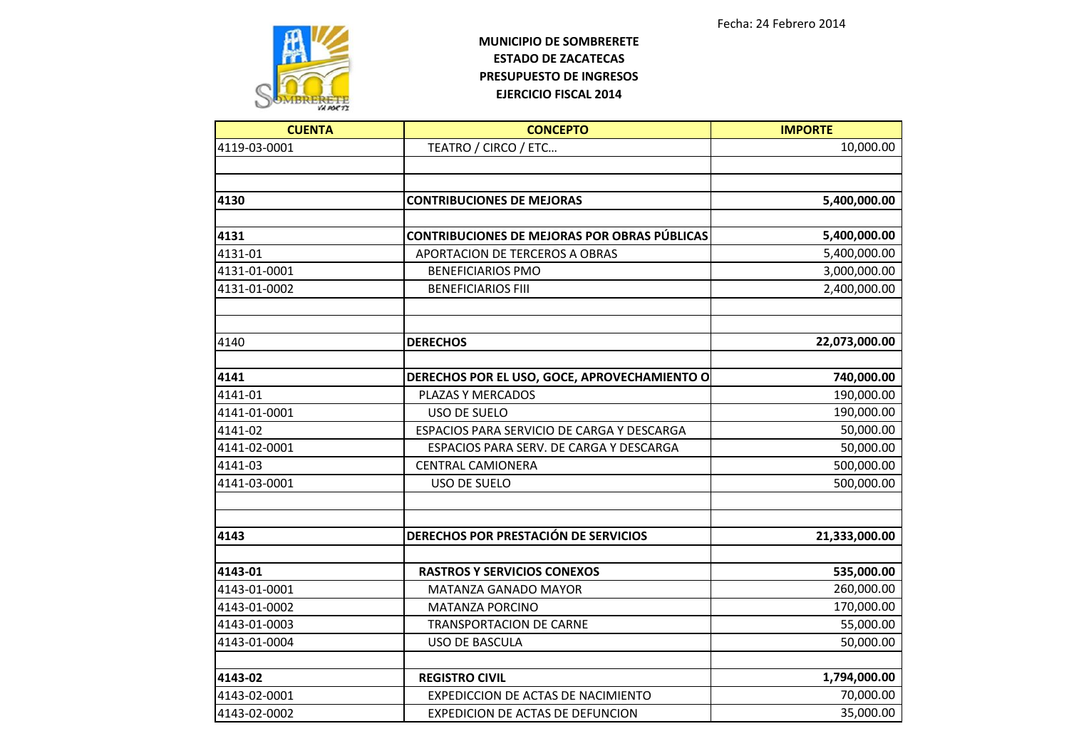Fecha: 24 Febrero 2014

**MUNICIPIO DE SOMBRERETE**
**ESTADO DE ZACATECAS**
**PRESUPUESTO DE INGRESOS**
**EJERCICIO FISCAL 2014**

| CUENTA | CONCEPTO | IMPORTE |
|---|---|---|
| 4119-03-0001 | TEATRO / CIRCO / ETC… | 10,000.00 |
| | | |
| | | |
| **4130** | **CONTRIBUCIONES DE MEJORAS** | **5,400,000.00** |
| | | |
| **4131** | **CONTRIBUCIONES DE MEJORAS POR OBRAS PÚBLICAS** | **5,400,000.00** |
| 4131-01 | APORTACION DE TERCEROS A OBRAS | 5,400,000.00 |
| 4131-01-0001 | BENEFICIARIOS PMO | 3,000,000.00 |
| 4131-01-0002 | BENEFICIARIOS FIII | 2,400,000.00 |
| | | |
| | | |
| 4140 | **DERECHOS** | **22,073,000.00** |
| | | |
| **4141** | **DERECHOS POR EL USO, GOCE, APROVECHAMIENTO O** | **740,000.00** |
| 4141-01 | PLAZAS Y MERCADOS | 190,000.00 |
| 4141-01-0001 | USO DE SUELO | 190,000.00 |
| 4141-02 | ESPACIOS PARA SERVICIO DE CARGA Y DESCARGA | 50,000.00 |
| 4141-02-0001 | ESPACIOS PARA SERV. DE CARGA Y DESCARGA | 50,000.00 |
| 4141-03 | CENTRAL CAMIONERA | 500,000.00 |
| 4141-03-0001 | USO DE SUELO | 500,000.00 |
| | | |
| | | |
| **4143** | **DERECHOS POR PRESTACIÓN DE SERVICIOS** | **21,333,000.00** |
| | | |
| **4143-01** | **RASTROS Y SERVICIOS CONEXOS** | **535,000.00** |
| 4143-01-0001 | MATANZA GANADO MAYOR | 260,000.00 |
| 4143-01-0002 | MATANZA PORCINO | 170,000.00 |
| 4143-01-0003 | TRANSPORTACION DE CARNE | 55,000.00 |
| 4143-01-0004 | USO DE BASCULA | 50,000.00 |
| | | |
| **4143-02** | **REGISTRO CIVIL** | **1,794,000.00** |
| 4143-02-0001 | EXPEDICCION DE ACTAS DE NACIMIENTO | 70,000.00 |
| 4143-02-0002 | EXPEDICION DE ACTAS DE DEFUNCION | 35,000.00 |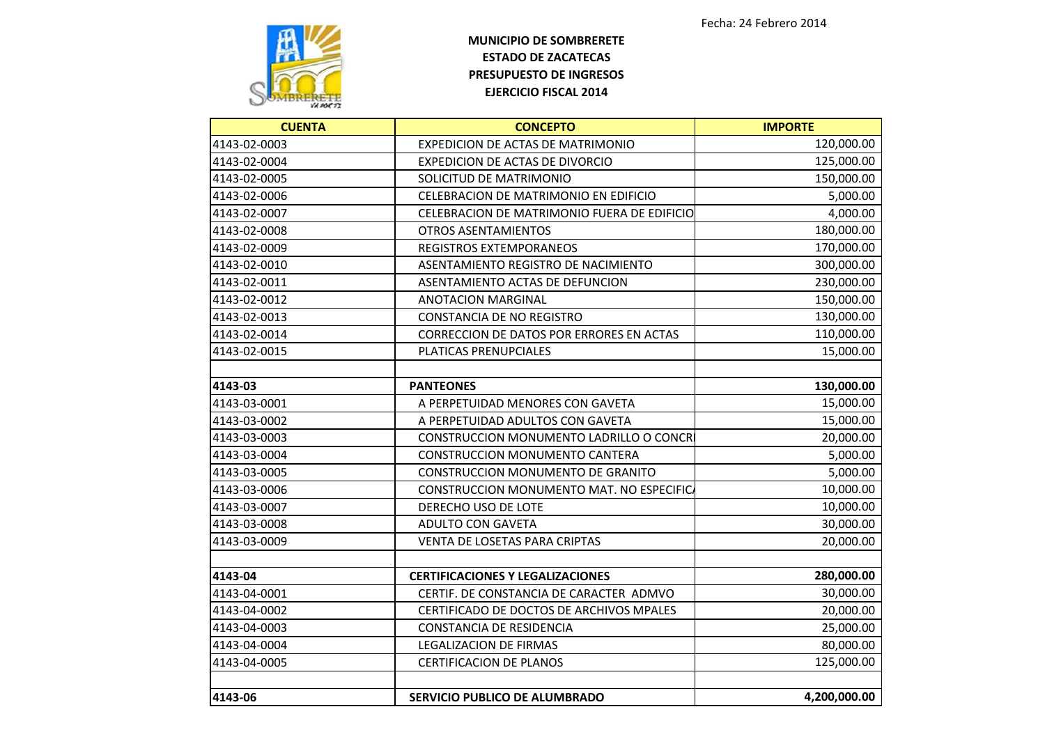Fecha: 24 Febrero 2014

**MUNICIPIO DE SOMBRERETE**
**ESTADO DE ZACATECAS**
**PRESUPUESTO DE INGRESOS**
**EJERCICIO FISCAL 2014**

| CUENTA | CONCEPTO | IMPORTE |
|---|---|---|
| 4143-02-0003 | EXPEDICION DE ACTAS DE MATRIMONIO | 120,000.00 |
| 4143-02-0004 | EXPEDICION DE ACTAS DE DIVORCIO | 125,000.00 |
| 4143-02-0005 | SOLICITUD DE MATRIMONIO | 150,000.00 |
| 4143-02-0006 | CELEBRACION DE MATRIMONIO EN EDIFICIO | 5,000.00 |
| 4143-02-0007 | CELEBRACION DE MATRIMONIO FUERA DE EDIFICIO | 4,000.00 |
| 4143-02-0008 | OTROS ASENTAMIENTOS | 180,000.00 |
| 4143-02-0009 | REGISTROS EXTEMPORANEOS | 170,000.00 |
| 4143-02-0010 | ASENTAMIENTO REGISTRO DE NACIMIENTO | 300,000.00 |
| 4143-02-0011 | ASENTAMIENTO ACTAS DE DEFUNCION | 230,000.00 |
| 4143-02-0012 | ANOTACION MARGINAL | 150,000.00 |
| 4143-02-0013 | CONSTANCIA DE NO REGISTRO | 130,000.00 |
| 4143-02-0014 | CORRECCION DE DATOS POR ERRORES EN ACTAS | 110,000.00 |
| 4143-02-0015 | PLATICAS PRENUPCIALES | 15,000.00 |
| | | |
| **4143-03** | **PANTEONES** | **130,000.00** |
| 4143-03-0001 | A PERPETUIDAD MENORES CON GAVETA | 15,000.00 |
| 4143-03-0002 | A PERPETUIDAD ADULTOS CON GAVETA | 15,000.00 |
| 4143-03-0003 | CONSTRUCCION MONUMENTO LADRILLO O CONCRI | 20,000.00 |
| 4143-03-0004 | CONSTRUCCION MONUMENTO CANTERA | 5,000.00 |
| 4143-03-0005 | CONSTRUCCION MONUMENTO DE GRANITO | 5,000.00 |
| 4143-03-0006 | CONSTRUCCION MONUMENTO MAT. NO ESPECIFIC/ | 10,000.00 |
| 4143-03-0007 | DERECHO USO DE LOTE | 10,000.00 |
| 4143-03-0008 | ADULTO CON GAVETA | 30,000.00 |
| 4143-03-0009 | VENTA DE LOSETAS PARA CRIPTAS | 20,000.00 |
| | | |
| **4143-04** | **CERTIFICACIONES Y LEGALIZACIONES** | **280,000.00** |
| 4143-04-0001 | CERTIF. DE CONSTANCIA DE CARACTER ADMVO | 30,000.00 |
| 4143-04-0002 | CERTIFICADO DE DOCTOS DE ARCHIVOS MPALES | 20,000.00 |
| 4143-04-0003 | CONSTANCIA DE RESIDENCIA | 25,000.00 |
| 4143-04-0004 | LEGALIZACION DE FIRMAS | 80,000.00 |
| 4143-04-0005 | CERTIFICACION DE PLANOS | 125,000.00 |
| | | |
| **4143-06** | **SERVICIO PUBLICO DE ALUMBRADO** | **4,200,000.00** |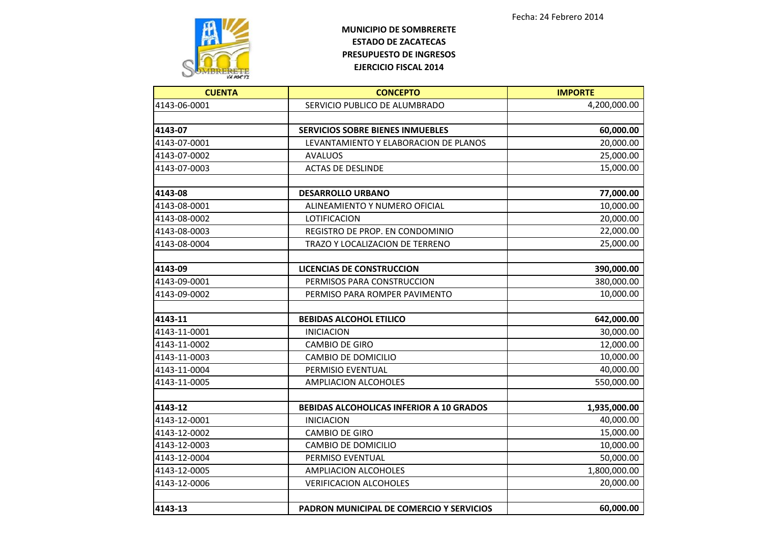Fecha: 24 Febrero 2014

**MUNICIPIO DE SOMBRERETE**
**ESTADO DE ZACATECAS**
**PRESUPUESTO DE INGRESOS**
**EJERCICIO FISCAL 2014**

| CUENTA | CONCEPTO | IMPORTE |
|---|---|---|
| 4143-06-0001 | SERVICIO PUBLICO DE ALUMBRADO | 4,200,000.00 |
| | | |
| **4143-07** | **SERVICIOS SOBRE BIENES INMUEBLES** | **60,000.00** |
| 4143-07-0001 | LEVANTAMIENTO Y ELABORACION DE PLANOS | 20,000.00 |
| 4143-07-0002 | AVALUOS | 25,000.00 |
| 4143-07-0003 | ACTAS DE DESLINDE | 15,000.00 |
| | | |
| **4143-08** | **DESARROLLO URBANO** | **77,000.00** |
| 4143-08-0001 | ALINEAMIENTO Y NUMERO OFICIAL | 10,000.00 |
| 4143-08-0002 | LOTIFICACION | 20,000.00 |
| 4143-08-0003 | REGISTRO DE PROP. EN CONDOMINIO | 22,000.00 |
| 4143-08-0004 | TRAZO Y LOCALIZACION DE TERRENO | 25,000.00 |
| | | |
| **4143-09** | **LICENCIAS DE CONSTRUCCION** | **390,000.00** |
| 4143-09-0001 | PERMISOS PARA CONSTRUCCION | 380,000.00 |
| 4143-09-0002 | PERMISO PARA ROMPER PAVIMENTO | 10,000.00 |
| | | |
| **4143-11** | **BEBIDAS ALCOHOL ETILICO** | **642,000.00** |
| 4143-11-0001 | INICIACION | 30,000.00 |
| 4143-11-0002 | CAMBIO DE GIRO | 12,000.00 |
| 4143-11-0003 | CAMBIO DE DOMICILIO | 10,000.00 |
| 4143-11-0004 | PERMISIO EVENTUAL | 40,000.00 |
| 4143-11-0005 | AMPLIACION ALCOHOLES | 550,000.00 |
| | | |
| **4143-12** | **BEBIDAS ALCOHOLICAS INFERIOR A 10 GRADOS** | **1,935,000.00** |
| 4143-12-0001 | INICIACION | 40,000.00 |
| 4143-12-0002 | CAMBIO DE GIRO | 15,000.00 |
| 4143-12-0003 | CAMBIO DE DOMICILIO | 10,000.00 |
| 4143-12-0004 | PERMISO EVENTUAL | 50,000.00 |
| 4143-12-0005 | AMPLIACION ALCOHOLES | 1,800,000.00 |
| 4143-12-0006 | VERIFICACION ALCOHOLES | 20,000.00 |
| | | |
| **4143-13** | **PADRON MUNICIPAL DE COMERCIO Y SERVICIOS** | **60,000.00** |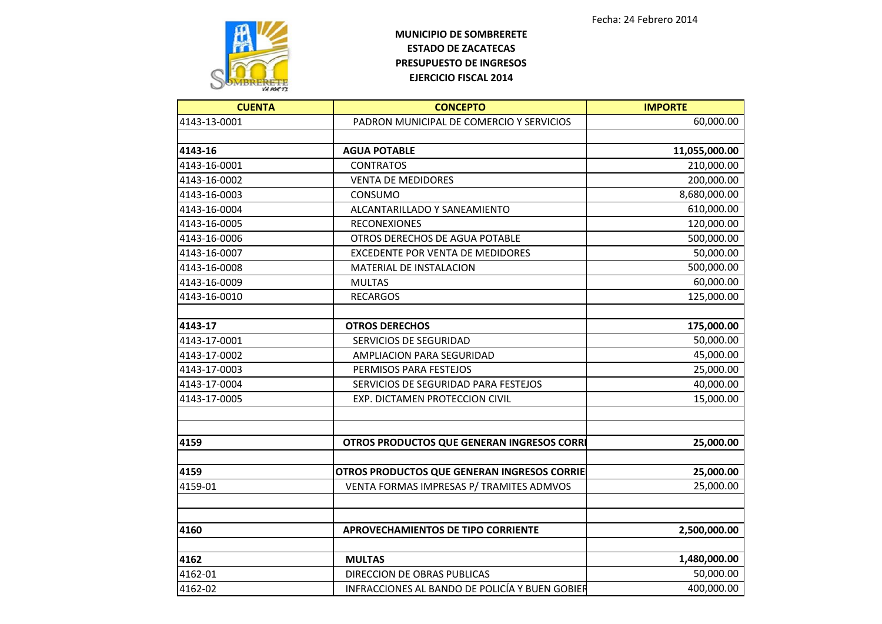Fecha: 24 Febrero 2014

**MUNICIPIO DE SOMBRERETE**
**ESTADO DE ZACATECAS**
**PRESUPUESTO DE INGRESOS**
**EJERCICIO FISCAL 2014**

| CUENTA | CONCEPTO | IMPORTE |
|---|---|---|
| 4143-13-0001 | PADRON MUNICIPAL DE COMERCIO Y SERVICIOS | 60,000.00 |
| | | |
| **4143-16** | **AGUA POTABLE** | **11,055,000.00** |
| 4143-16-0001 | CONTRATOS | 210,000.00 |
| 4143-16-0002 | VENTA DE MEDIDORES | 200,000.00 |
| 4143-16-0003 | CONSUMO | 8,680,000.00 |
| 4143-16-0004 | ALCANTARILLADO Y SANEAMIENTO | 610,000.00 |
| 4143-16-0005 | RECONEXIONES | 120,000.00 |
| 4143-16-0006 | OTROS DERECHOS DE AGUA POTABLE | 500,000.00 |
| 4143-16-0007 | EXCEDENTE POR VENTA DE MEDIDORES | 50,000.00 |
| 4143-16-0008 | MATERIAL DE INSTALACION | 500,000.00 |
| 4143-16-0009 | MULTAS | 60,000.00 |
| 4143-16-0010 | RECARGOS | 125,000.00 |
| | | |
| **4143-17** | **OTROS DERECHOS** | **175,000.00** |
| 4143-17-0001 | SERVICIOS DE SEGURIDAD | 50,000.00 |
| 4143-17-0002 | AMPLIACION PARA SEGURIDAD | 45,000.00 |
| 4143-17-0003 | PERMISOS PARA FESTEJOS | 25,000.00 |
| 4143-17-0004 | SERVICIOS DE SEGURIDAD PARA FESTEJOS | 40,000.00 |
| 4143-17-0005 | EXP. DICTAMEN PROTECCION CIVIL | 15,000.00 |
| | | |
| | | |
| **4159** | **OTROS PRODUCTOS QUE GENERAN INGRESOS CORRI** | **25,000.00** |
| | | |
| **4159** | **OTROS PRODUCTOS QUE GENERAN INGRESOS CORRIE** | **25,000.00** |
| 4159-01 | VENTA FORMAS IMPRESAS P/ TRAMITES ADMVOS | 25,000.00 |
| | | |
| | | |
| **4160** | **APROVECHAMIENTOS DE TIPO CORRIENTE** | **2,500,000.00** |
| | | |
| **4162** | **MULTAS** | **1,480,000.00** |
| 4162-01 | DIRECCION DE OBRAS PUBLICAS | 50,000.00 |
| 4162-02 | INFRACCIONES AL BANDO DE POLICÍA Y BUEN GOBIER | 400,000.00 |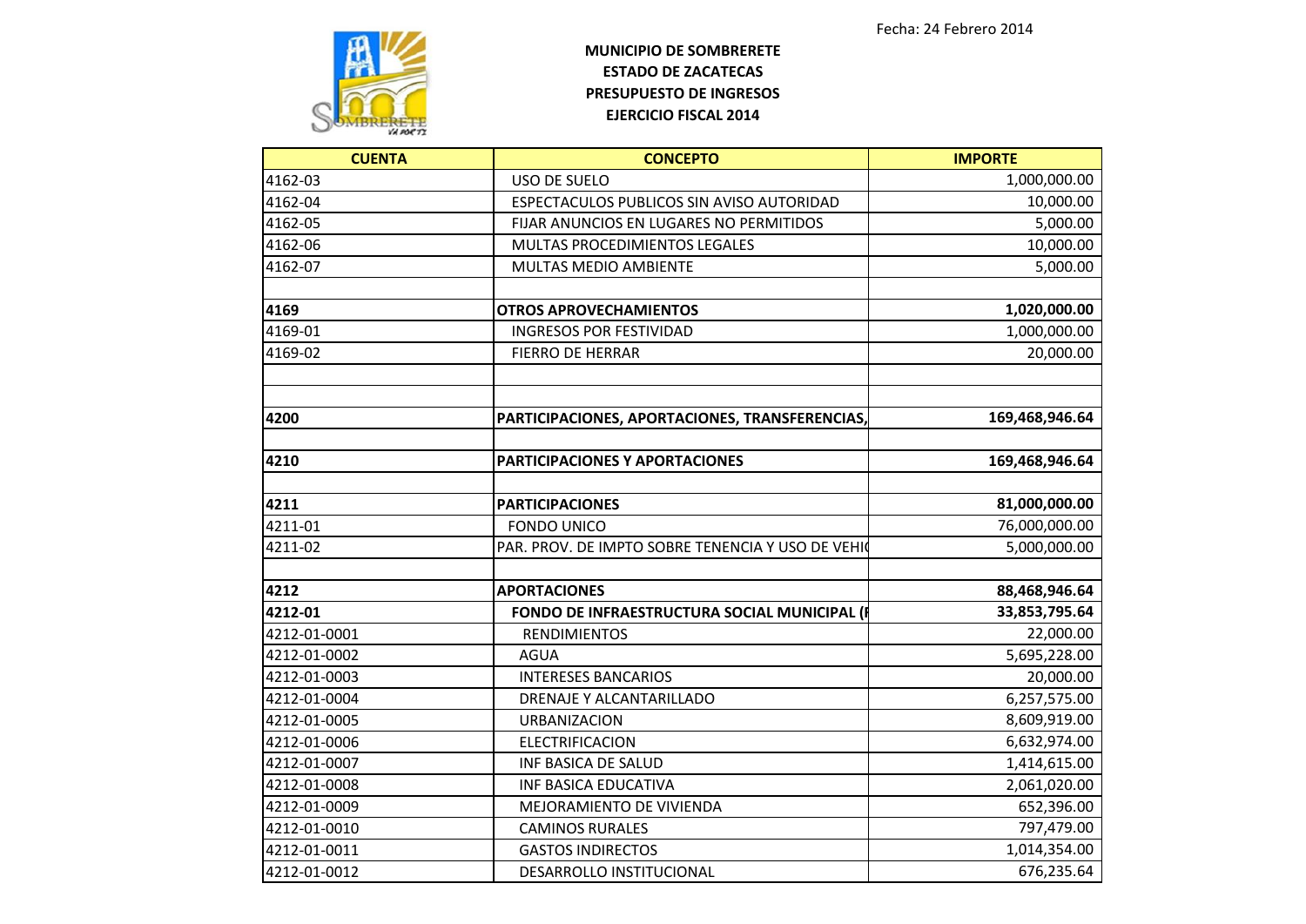Fecha: 24 Febrero 2014

**MUNICIPIO DE SOMBRERETE**
**ESTADO DE ZACATECAS**
**PRESUPUESTO DE INGRESOS**
**EJERCICIO FISCAL 2014**

| CUENTA | CONCEPTO | IMPORTE |
|---|---|---|
| 4162-03 | USO DE SUELO | 1,000,000.00 |
| 4162-04 | ESPECTACULOS PUBLICOS SIN AVISO AUTORIDAD | 10,000.00 |
| 4162-05 | FIJAR ANUNCIOS EN LUGARES NO PERMITIDOS | 5,000.00 |
| 4162-06 | MULTAS PROCEDIMIENTOS LEGALES | 10,000.00 |
| 4162-07 | MULTAS MEDIO AMBIENTE | 5,000.00 |
| | | |
| **4169** | **OTROS APROVECHAMIENTOS** | **1,020,000.00** |
| 4169-01 | INGRESOS POR FESTIVIDAD | 1,000,000.00 |
| 4169-02 | FIERRO DE HERRAR | 20,000.00 |
| | | |
| | | |
| **4200** | **PARTICIPACIONES, APORTACIONES, TRANSFERENCIAS,** | **169,468,946.64** |
| | | |
| **4210** | **PARTICIPACIONES Y APORTACIONES** | **169,468,946.64** |
| | | |
| **4211** | **PARTICIPACIONES** | **81,000,000.00** |
| 4211-01 | FONDO UNICO | 76,000,000.00 |
| 4211-02 | PAR. PROV. DE IMPTO SOBRE TENENCIA Y USO DE VEHI( | 5,000,000.00 |
| | | |
| **4212** | **APORTACIONES** | **88,468,946.64** |
| **4212-01** | **FONDO DE INFRAESTRUCTURA SOCIAL MUNICIPAL (I** | **33,853,795.64** |
| 4212-01-0001 | RENDIMIENTOS | 22,000.00 |
| 4212-01-0002 | AGUA | 5,695,228.00 |
| 4212-01-0003 | INTERESES BANCARIOS | 20,000.00 |
| 4212-01-0004 | DRENAJE Y ALCANTARILLADO | 6,257,575.00 |
| 4212-01-0005 | URBANIZACION | 8,609,919.00 |
| 4212-01-0006 | ELECTRIFICACION | 6,632,974.00 |
| 4212-01-0007 | INF BASICA DE SALUD | 1,414,615.00 |
| 4212-01-0008 | INF BASICA EDUCATIVA | 2,061,020.00 |
| 4212-01-0009 | MEJORAMIENTO DE VIVIENDA | 652,396.00 |
| 4212-01-0010 | CAMINOS RURALES | 797,479.00 |
| 4212-01-0011 | GASTOS INDIRECTOS | 1,014,354.00 |
| 4212-01-0012 | DESARROLLO INSTITUCIONAL | 676,235.64 |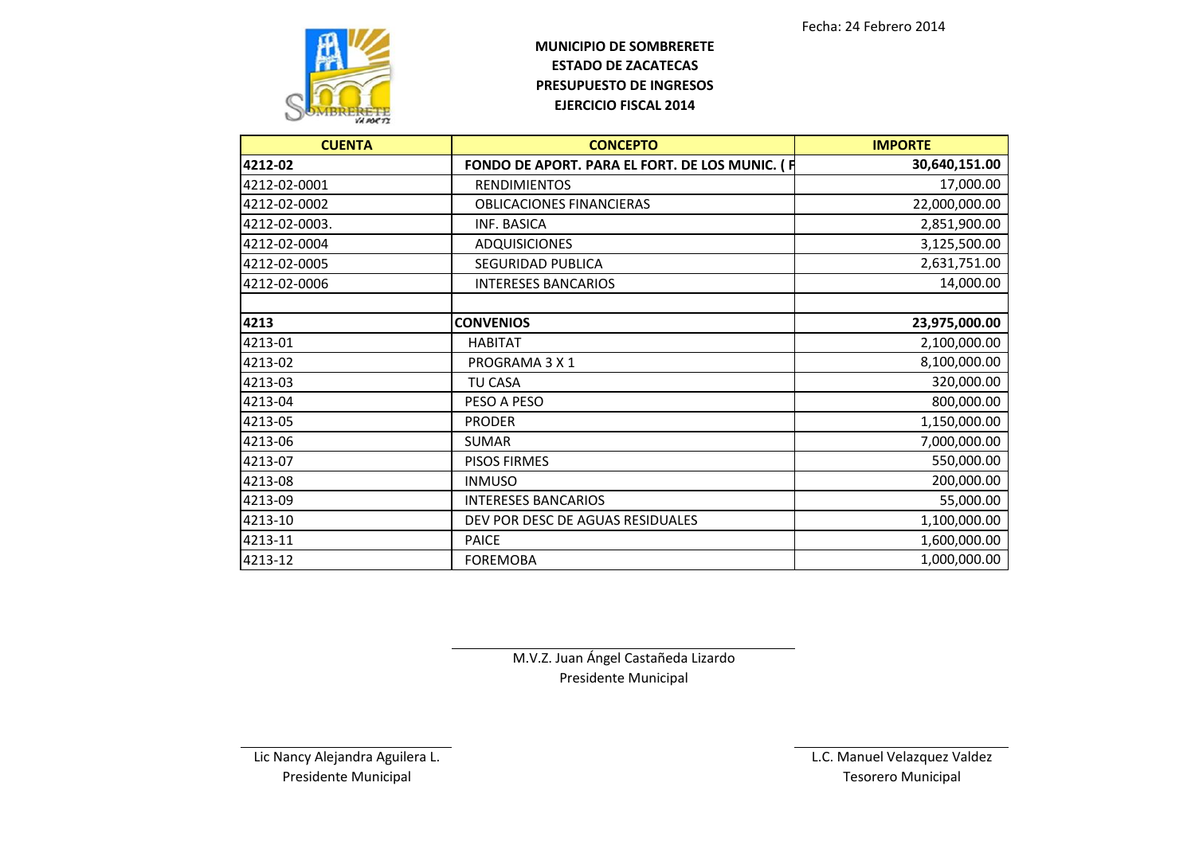Fecha: 24 Febrero 2014

**MUNICIPIO DE SOMBRERETE**
**ESTADO DE ZACATECAS**
**PRESUPUESTO DE INGRESOS**
**EJERCICIO FISCAL 2014**

| CUENTA | CONCEPTO | IMPORTE |
|---|---|---|
| **4212-02** | **FONDO DE APORT. PARA EL FORT. DE LOS MUNIC. ( F** | **30,640,151.00** |
| 4212-02-0001 | RENDIMIENTOS | 17,000.00 |
| 4212-02-0002 | OBLICACIONES FINANCIERAS | 22,000,000.00 |
| 4212-02-0003. | INF. BASICA | 2,851,900.00 |
| 4212-02-0004 | ADQUISICIONES | 3,125,500.00 |
| 4212-02-0005 | SEGURIDAD PUBLICA | 2,631,751.00 |
| 4212-02-0006 | INTERESES BANCARIOS | 14,000.00 |
| | | |
| **4213** | **CONVENIOS** | **23,975,000.00** |
| 4213-01 | HABITAT | 2,100,000.00 |
| 4213-02 | PROGRAMA 3 X 1 | 8,100,000.00 |
| 4213-03 | TU CASA | 320,000.00 |
| 4213-04 | PESO A PESO | 800,000.00 |
| 4213-05 | PRODER | 1,150,000.00 |
| 4213-06 | SUMAR | 7,000,000.00 |
| 4213-07 | PISOS FIRMES | 550,000.00 |
| 4213-08 | INMUSO | 200,000.00 |
| 4213-09 | INTERESES BANCARIOS | 55,000.00 |
| 4213-10 | DEV POR DESC DE AGUAS RESIDUALES | 1,100,000.00 |
| 4213-11 | PAICE | 1,600,000.00 |
| 4213-12 | FOREMOBA | 1,000,000.00 |

M.V.Z. Juan Ángel Castañeda Lizardo
Presidente Municipal

Lic Nancy Alejandra Aguilera L.
Presidente Municipal

L.C. Manuel Velazquez Valdez
Tesorero Municipal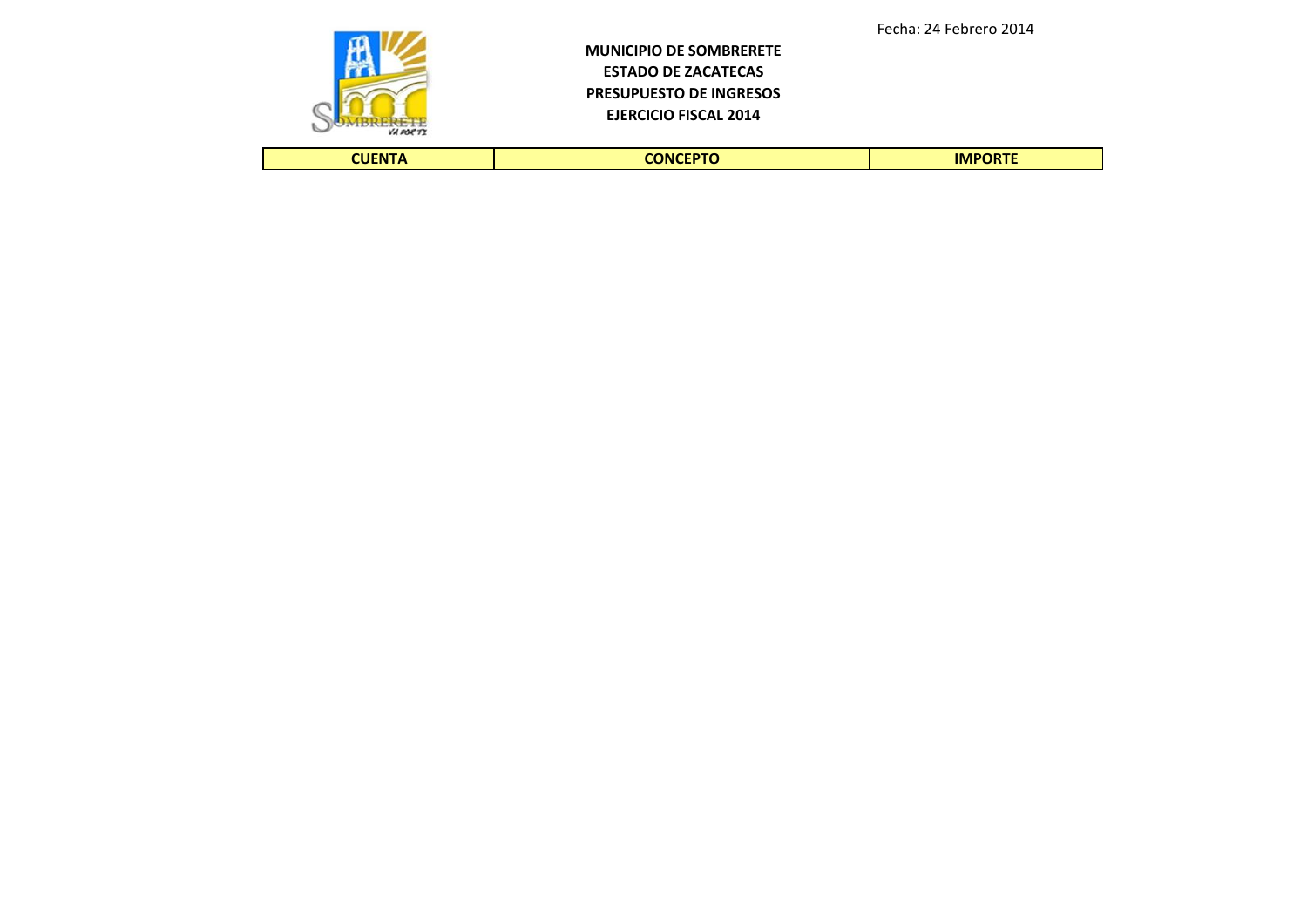Fecha: 24 Febrero 2014

**MUNICIPIO DE SOMBRERETE**
**ESTADO DE ZACATECAS**
**PRESUPUESTO DE INGRESOS**
**EJERCICIO FISCAL 2014**

| CUENTA | CONCEPTO | IMPORTE |
|---|---|---|